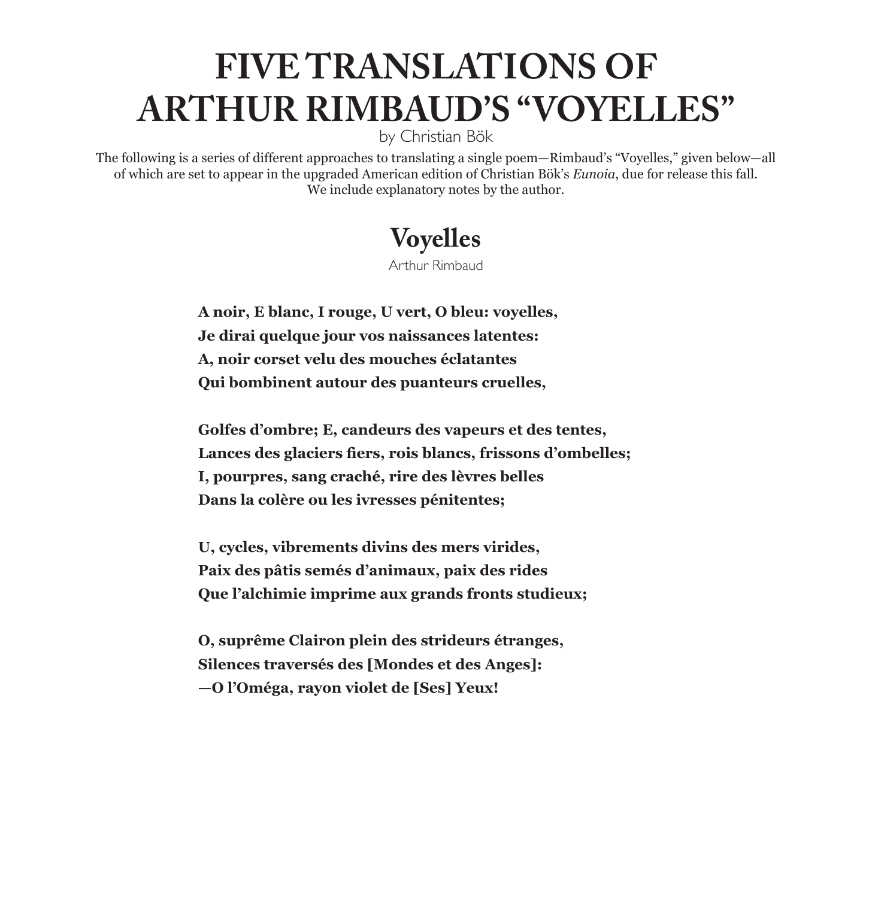# FIVE TRANSLATIONS OF ARTHUR RIMBAUD'S "VOYELLES"

by Christian Bök

The following is a series of different approaches to translating a single poem—Rimbaud's "Voyelles," given below—all of which are set to appear in the upgraded American edition of Christian Bök's *Eunoia*, due for release this fall. We include explanatory notes by the author.

## Voyelles

Arthur Rimbaud

**A noir, E blanc, I rouge, U vert, O bleu: voyelles,**
**Je dirai quelque jour vos naissances latentes:**
**A, noir corset velu des mouches éclatantes**
**Qui bombinent autour des puanteurs cruelles,**

**Golfes d'ombre; E, candeurs des vapeurs et des tentes,**
**Lances des glaciers fiers, rois blancs, frissons d'ombelles;**
**I, pourpres, sang craché, rire des lèvres belles**
**Dans la colère ou les ivresses pénitentes;**

**U, cycles, vibrements divins des mers virides,**
**Paix des pâtis semés d'animaux, paix des rides**
**Que l'alchimie imprime aux grands fronts studieux;**

**O, suprême Clairon plein des strideurs étranges,**
**Silences traversés des [Mondes et des Anges]:**
**—O l'Oméga, rayon violet de [Ses] Yeux!**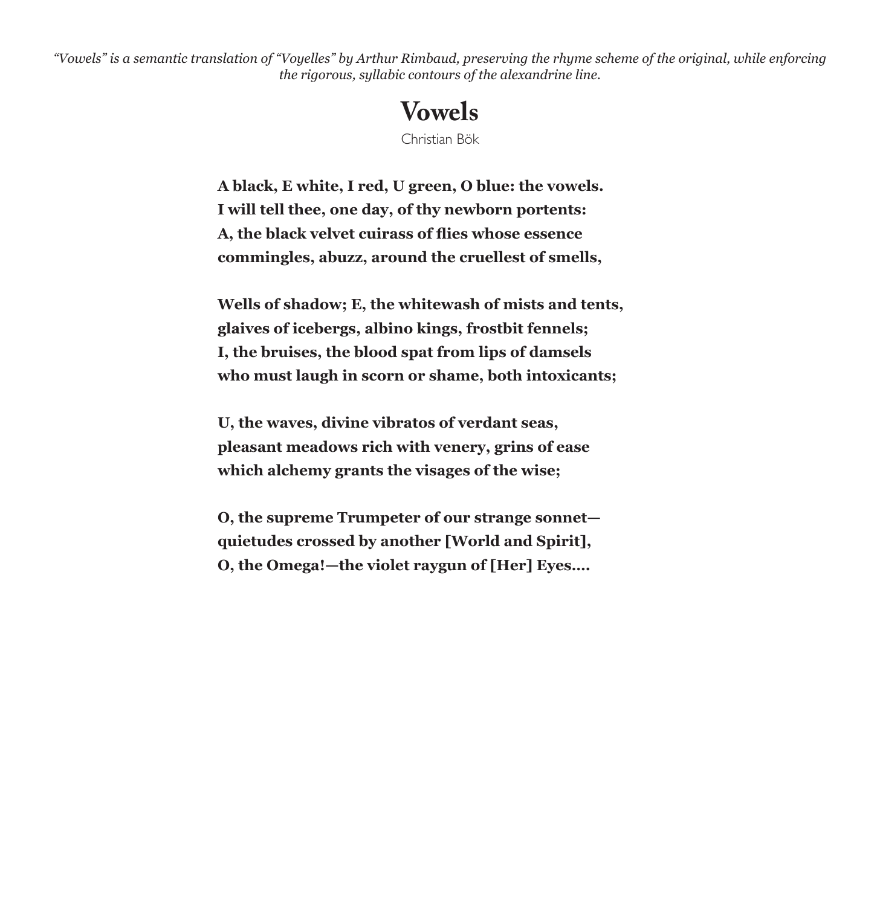*"Vowels" is a semantic translation of "Voyelles" by Arthur Rimbaud, preserving the rhyme scheme of the original, while enforcing the rigorous, syllabic contours of the alexandrine line.*

# Vowels

Christian Bök

**A black, E white, I red, U green, O blue: the vowels.**
**I will tell thee, one day, of thy newborn portents:**
**A, the black velvet cuirass of flies whose essence**
**commingles, abuzz, around the cruellest of smells,**

**Wells of shadow; E, the whitewash of mists and tents,**
**glaives of icebergs, albino kings, frostbit fennels;**
**I, the bruises, the blood spat from lips of damsels**
**who must laugh in scorn or shame, both intoxicants;**

**U, the waves, divine vibratos of verdant seas,**
**pleasant meadows rich with venery, grins of ease**
**which alchemy grants the visages of the wise;**

**O, the supreme Trumpeter of our strange sonnet—**
**quietudes crossed by another [World and Spirit],**
**O, the Omega!—the violet raygun of [Her] Eyes....**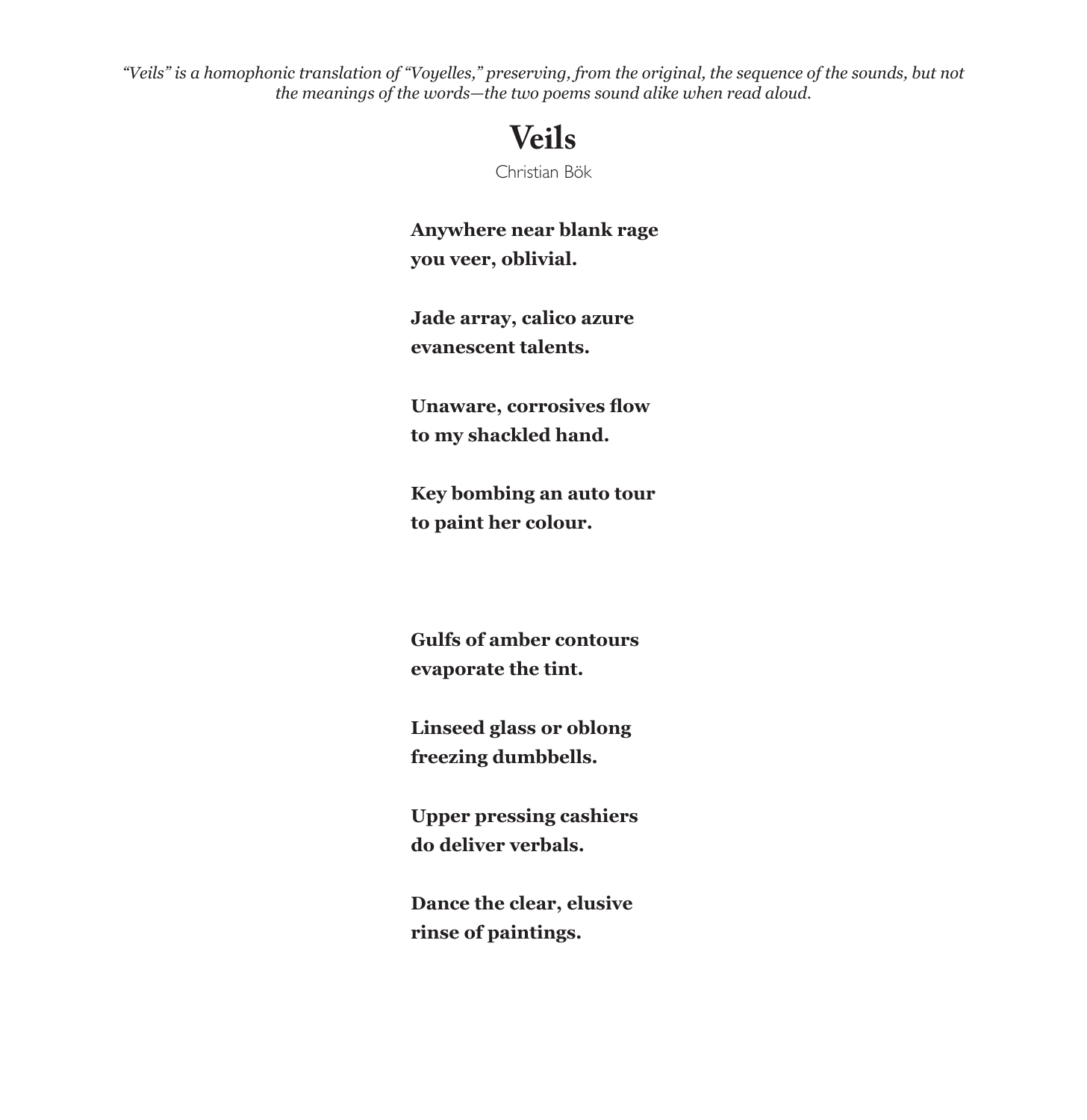*“Veils” is a homophonic translation of “Voyelles,” preserving, from the original, the sequence of the sounds, but not the meanings of the words—the two poems sound alike when read aloud.*

# Veils

Christian Bök

**Anywhere near blank rage**
**you veer, oblivial.**

**Jade array, calico azure**
**evanescent talents.**

**Unaware, corrosives flow**
**to my shackled hand.**

**Key bombing an auto tour**
**to paint her colour.**

**Gulfs of amber contours**
**evaporate the tint.**

**Linseed glass or oblong**
**freezing dumbbells.**

**Upper pressing cashiers**
**do deliver verbals.**

**Dance the clear, elusive**
**rinse of paintings.**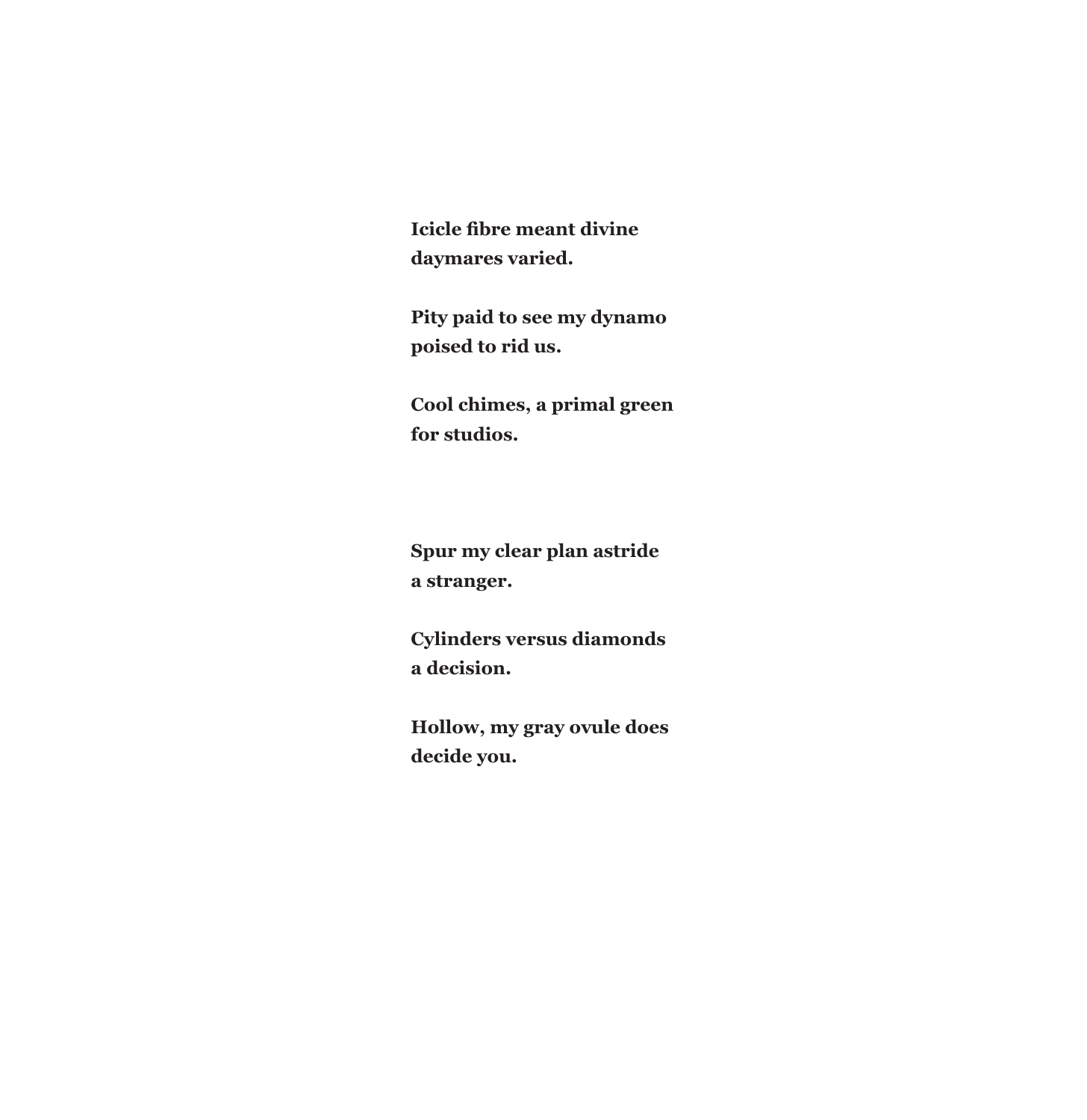**Icicle fibre meant divine**
**daymares varied.**

**Pity paid to see my dynamo**
**poised to rid us.**

**Cool chimes, a primal green**
**for studios.**

**Spur my clear plan astride**
**a stranger.**

**Cylinders versus diamonds**
**a decision.**

**Hollow, my gray ovule does**
**decide you.**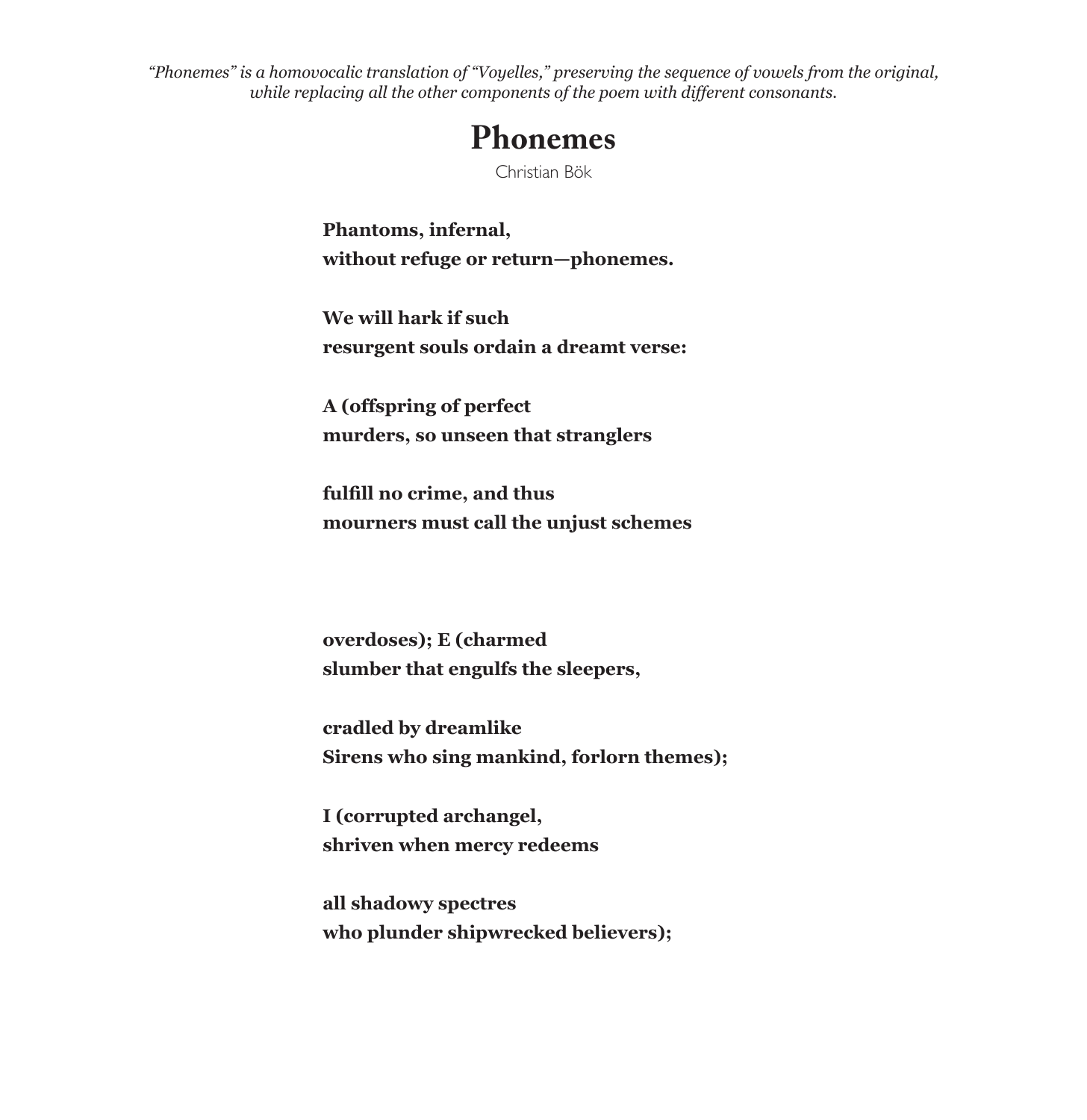*“Phonemes” is a homovocalic translation of “Voyelles,” preserving the sequence of vowels from the original, while replacing all the other components of the poem with different consonants.*

# Phonemes

Christian Bök

**Phantoms, infernal,**
**without refuge or return—phonemes.**

**We will hark if such**
**resurgent souls ordain a dreamt verse:**

**A (offspring of perfect**
**murders, so unseen that stranglers**

**fulfill no crime, and thus**
**mourners must call the unjust schemes**

**overdoses); E (charmed**
**slumber that engulfs the sleepers,**

**cradled by dreamlike**
**Sirens who sing mankind, forlorn themes);**

**I (corrupted archangel,**
**shriven when mercy redeems**

**all shadowy spectres**
**who plunder shipwrecked believers);**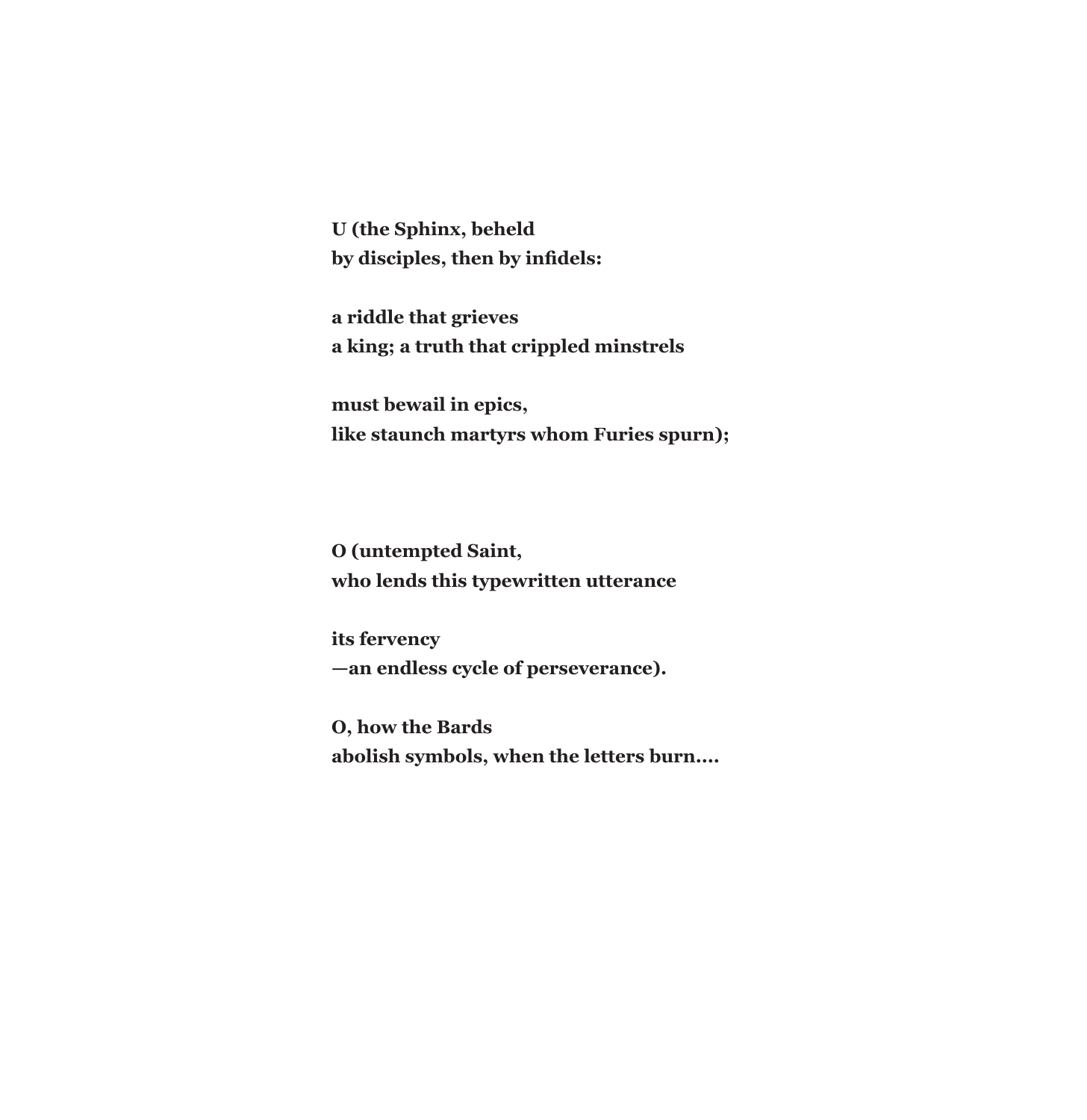**U (the Sphinx, beheld**
**by disciples, then by infidels:**

**a riddle that grieves**
**a king; a truth that crippled minstrels**

**must bewail in epics,**
**like staunch martyrs whom Furies spurn);**

**O (untempted Saint,**
**who lends this typewritten utterance**

**its fervency**
**—an endless cycle of perseverance).**

**O, how the Bards**
**abolish symbols, when the letters burn....**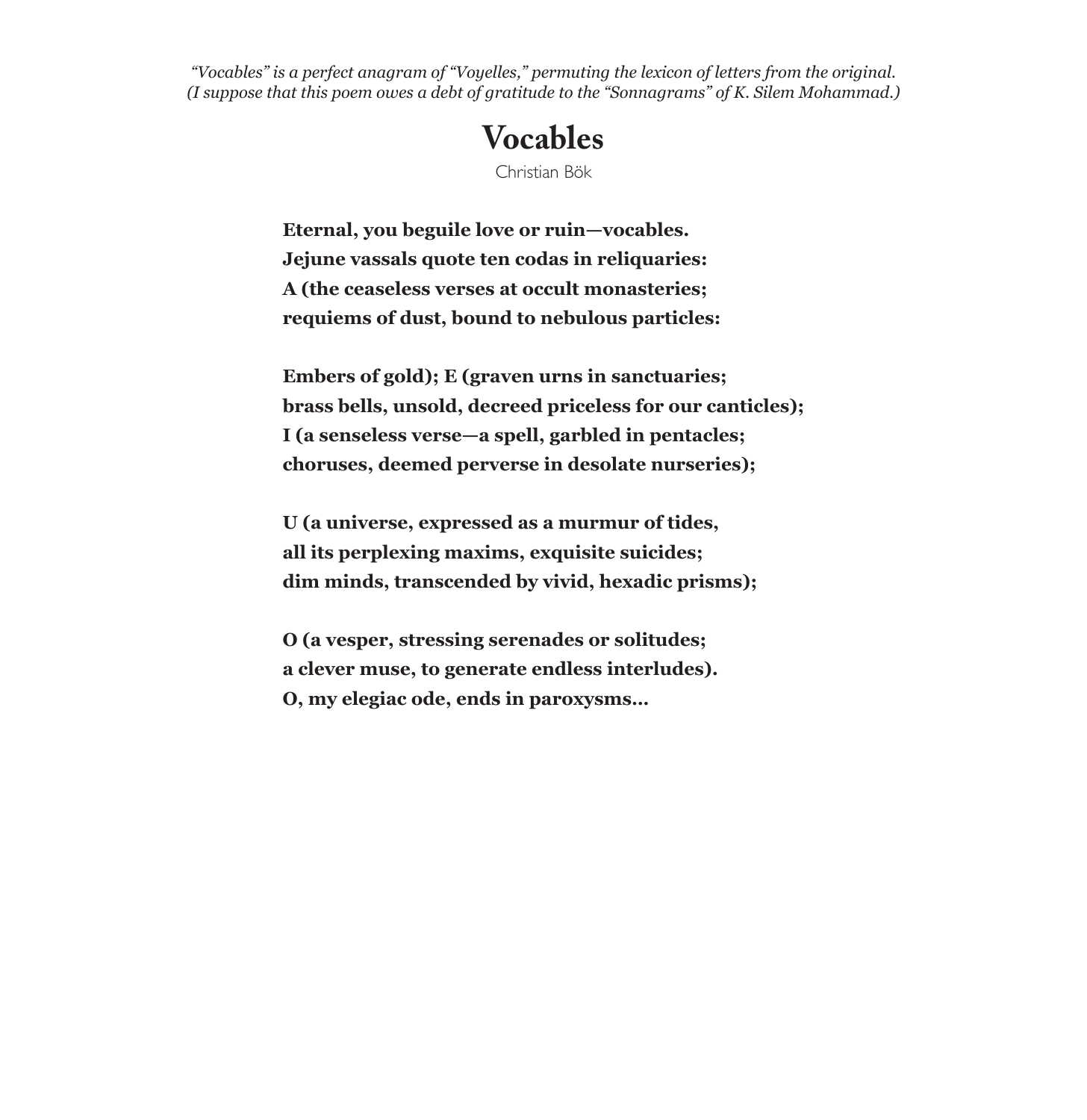*"Vocables" is a perfect anagram of "Voyelles," permuting the lexicon of letters from the original.*
*(I suppose that this poem owes a debt of gratitude to the "Sonnagrams" of K. Silem Mohammad.)*

# Vocables

Christian Bök

**Eternal, you beguile love or ruin—vocables.**
**Jejune vassals quote ten codas in reliquaries:**
**A (the ceaseless verses at occult monasteries;**
**requiems of dust, bound to nebulous particles:**

**Embers of gold); E (graven urns in sanctuaries;**
**brass bells, unsold, decreed priceless for our canticles);**
**I (a senseless verse—a spell, garbled in pentacles;**
**choruses, deemed perverse in desolate nurseries);**

**U (a universe, expressed as a murmur of tides,**
**all its perplexing maxims, exquisite suicides;**
**dim minds, transcended by vivid, hexadic prisms);**

**O (a vesper, stressing serenades or solitudes;**
**a clever muse, to generate endless interludes).**
**O, my elegiac ode, ends in paroxysms...**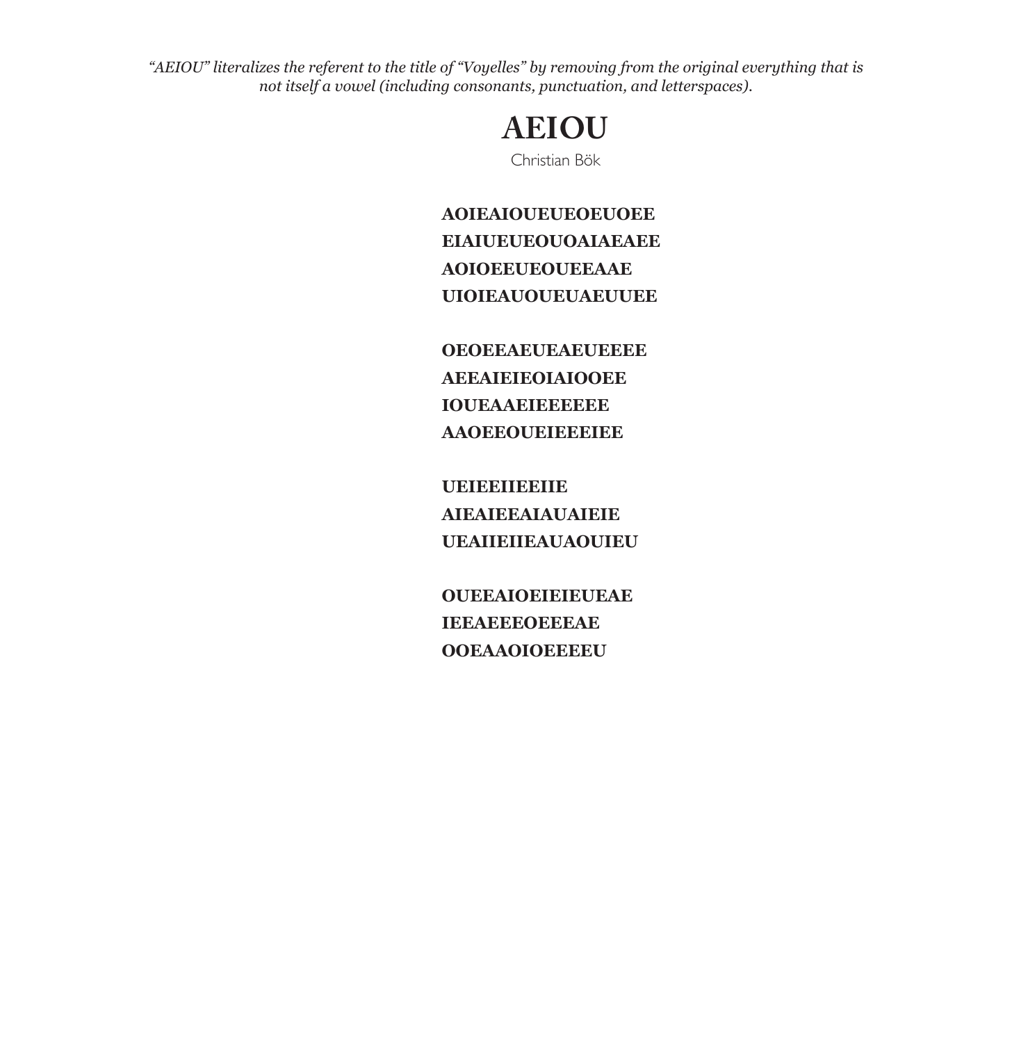*"AEIOU" literalizes the referent to the title of "Voyelles" by removing from the original everything that is not itself a vowel (including consonants, punctuation, and letterspaces).*

# AEIOU

Christian Bök

**AOIEAIOUEUEOEUOEE**
**EIAIUEUEOUOAIAEAEE**
**AOIOEEUEOUEEAAE**
**UIOIEAUOUEUAEUUEE**

**OEOEEAEUEAEUEEEE**
**AEEAIEIEOIAIOOEE**
**IOUEAAEIEEEEEE**
**AAOEEOUEIEEEIEE**

**UEIEEIIEEIIE**
**AIEAIEEAIAUAIEIE**
**UEAIIEIIEAUAOUIEU**

**OUEEAIOEIEIEUEAE**
**IEEAEEEOEEEAE**
**OOEAAOIOEEEEU**